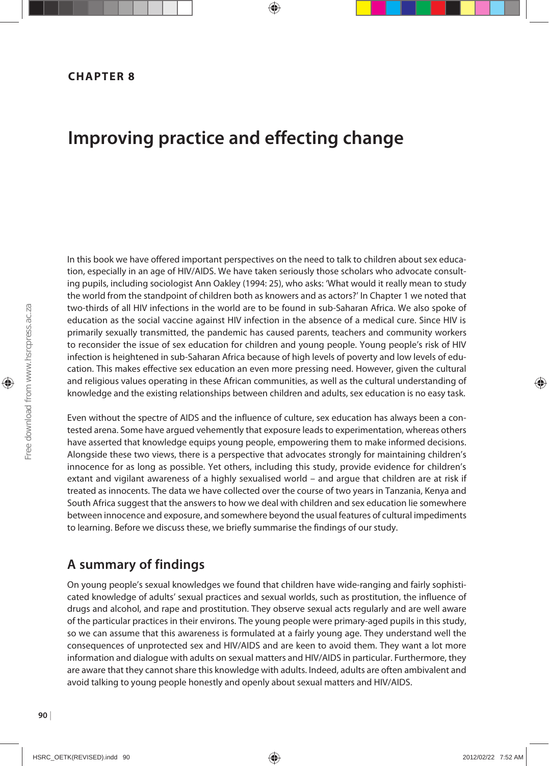**CHAPTER 8**

# Improving practice and effecting change

In this book we have offered important perspectives on the need to talk to children about sex education, especially in an age of HIV/AIDS. We have taken seriously those scholars who advocate consulting pupils, including sociologist Ann Oakley (1994: 25), who asks: 'What would it really mean to study the world from the standpoint of children both as knowers and as actors?' In Chapter 1 we noted that two-thirds of all HIV infections in the world are to be found in sub-Saharan Africa. We also spoke of education as the social vaccine against HIV infection in the absence of a medical cure. Since HIV is primarily sexually transmitted, the pandemic has caused parents, teachers and community workers to reconsider the issue of sex education for children and young people. Young people's risk of HIV infection is heightened in sub-Saharan Africa because of high levels of poverty and low levels of education. This makes effective sex education an even more pressing need. However, given the cultural and religious values operating in these African communities, as well as the cultural understanding of knowledge and the existing relationships between children and adults, sex education is no easy task.

Even without the spectre of AIDS and the influence of culture, sex education has always been a contested arena. Some have argued vehemently that exposure leads to experimentation, whereas others have asserted that knowledge equips young people, empowering them to make informed decisions. Alongside these two views, there is a perspective that advocates strongly for maintaining children's innocence for as long as possible. Yet others, including this study, provide evidence for children's extant and vigilant awareness of a highly sexualised world – and argue that children are at risk if treated as innocents. The data we have collected over the course of two years in Tanzania, Kenya and South Africa suggest that the answers to how we deal with children and sex education lie somewhere between innocence and exposure, and somewhere beyond the usual features of cultural impediments to learning. Before we discuss these, we briefly summarise the findings of our study.

## A summary of findings

On young people's sexual knowledges we found that children have wide-ranging and fairly sophisticated knowledge of adults' sexual practices and sexual worlds, such as prostitution, the influence of drugs and alcohol, and rape and prostitution. They observe sexual acts regularly and are well aware of the particular practices in their environs. The young people were primary-aged pupils in this study, so we can assume that this awareness is formulated at a fairly young age. They understand well the consequences of unprotected sex and HIV/AIDS and are keen to avoid them. They want a lot more information and dialogue with adults on sexual matters and HIV/AIDS in particular. Furthermore, they are aware that they cannot share this knowledge with adults. Indeed, adults are often ambivalent and avoid talking to young people honestly and openly about sexual matters and HIV/AIDS.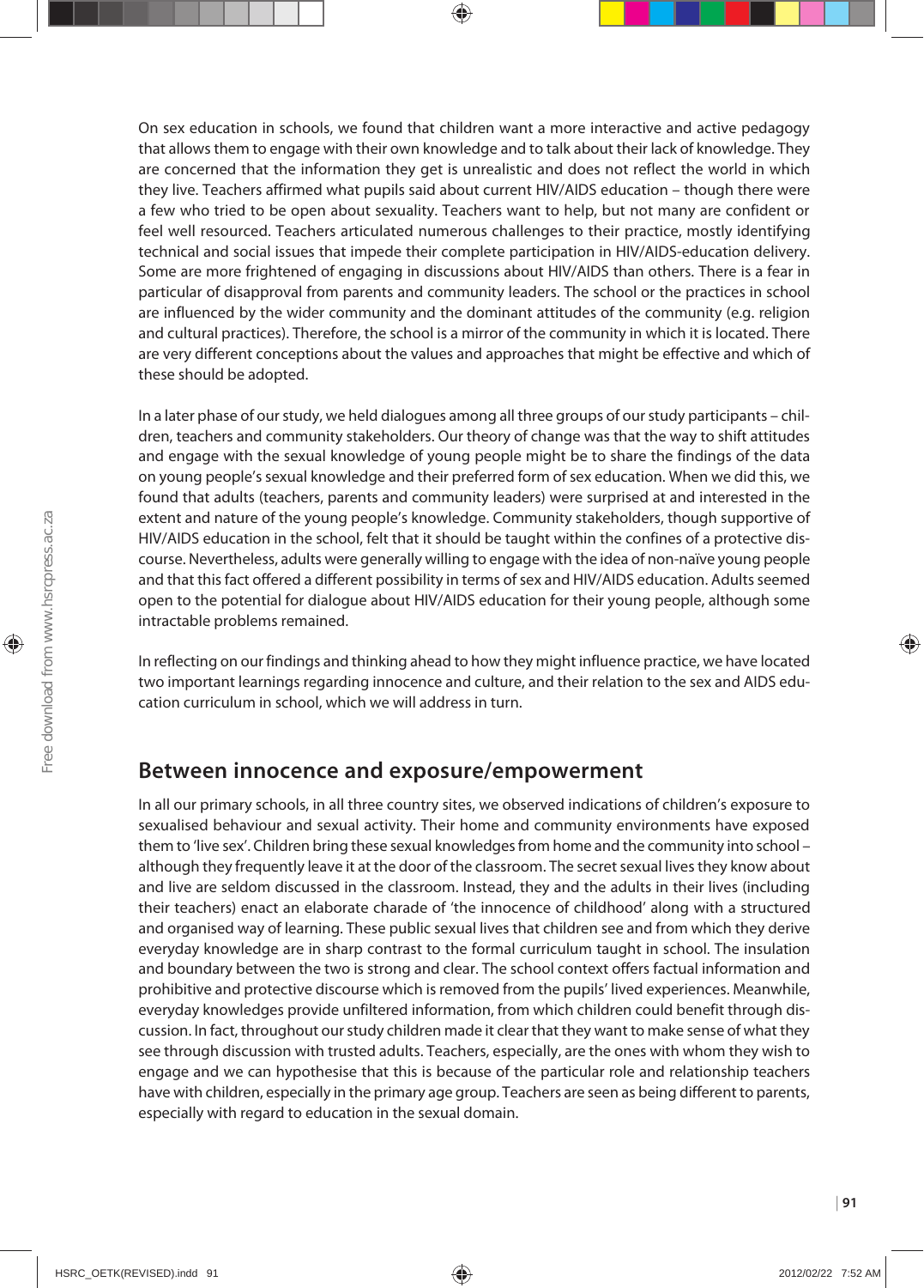On sex education in schools, we found that children want a more interactive and active pedagogy that allows them to engage with their own knowledge and to talk about their lack of knowledge. They are concerned that the information they get is unrealistic and does not reflect the world in which they live. Teachers affirmed what pupils said about current HIV/AIDS education – though there were a few who tried to be open about sexuality. Teachers want to help, but not many are confident or feel well resourced. Teachers articulated numerous challenges to their practice, mostly identifying technical and social issues that impede their complete participation in HIV/AIDS-education delivery. Some are more frightened of engaging in discussions about HIV/AIDS than others. There is a fear in particular of disapproval from parents and community leaders. The school or the practices in school are influenced by the wider community and the dominant attitudes of the community (e.g. religion and cultural practices). Therefore, the school is a mirror of the community in which it is located. There are very different conceptions about the values and approaches that might be effective and which of these should be adopted.

In a later phase of our study, we held dialogues among all three groups of our study participants – children, teachers and community stakeholders. Our theory of change was that the way to shift attitudes and engage with the sexual knowledge of young people might be to share the findings of the data on young people's sexual knowledge and their preferred form of sex education. When we did this, we found that adults (teachers, parents and community leaders) were surprised at and interested in the extent and nature of the young people's knowledge. Community stakeholders, though supportive of HIV/AIDS education in the school, felt that it should be taught within the confines of a protective discourse. Nevertheless, adults were generally willing to engage with the idea of non-naïve young people and that this fact offered a different possibility in terms of sex and HIV/AIDS education. Adults seemed open to the potential for dialogue about HIV/AIDS education for their young people, although some intractable problems remained.

In reflecting on our findings and thinking ahead to how they might influence practice, we have located two important learnings regarding innocence and culture, and their relation to the sex and AIDS education curriculum in school, which we will address in turn.

## Between innocence and exposure/empowerment

In all our primary schools, in all three country sites, we observed indications of children's exposure to sexualised behaviour and sexual activity. Their home and community environments have exposed them to 'live sex'. Children bring these sexual knowledges from home and the community into school – although they frequently leave it at the door of the classroom. The secret sexual lives they know about and live are seldom discussed in the classroom. Instead, they and the adults in their lives (including their teachers) enact an elaborate charade of 'the innocence of childhood' along with a structured and organised way of learning. These public sexual lives that children see and from which they derive everyday knowledge are in sharp contrast to the formal curriculum taught in school. The insulation and boundary between the two is strong and clear. The school context offers factual information and prohibitive and protective discourse which is removed from the pupils' lived experiences. Meanwhile, everyday knowledges provide unfiltered information, from which children could benefit through discussion. In fact, throughout our study children made it clear that they want to make sense of what they see through discussion with trusted adults. Teachers, especially, are the ones with whom they wish to engage and we can hypothesise that this is because of the particular role and relationship teachers have with children, especially in the primary age group. Teachers are seen as being different to parents, especially with regard to education in the sexual domain.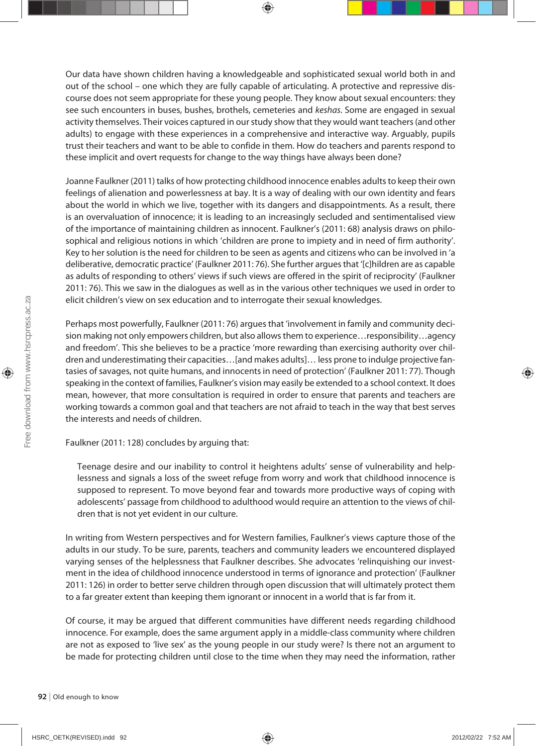Our data have shown children having a knowledgeable and sophisticated sexual world both in and out of the school – one which they are fully capable of articulating. A protective and repressive discourse does not seem appropriate for these young people. They know about sexual encounters: they see such encounters in buses, bushes, brothels, cemeteries and *keshas*. Some are engaged in sexual activity themselves. Their voices captured in our study show that they would want teachers (and other adults) to engage with these experiences in a comprehensive and interactive way. Arguably, pupils trust their teachers and want to be able to confide in them. How do teachers and parents respond to these implicit and overt requests for change to the way things have always been done?

Joanne Faulkner (2011) talks of how protecting childhood innocence enables adults to keep their own feelings of alienation and powerlessness at bay. It is a way of dealing with our own identity and fears about the world in which we live, together with its dangers and disappointments. As a result, there is an overvaluation of innocence; it is leading to an increasingly secluded and sentimentalised view of the importance of maintaining children as innocent. Faulkner's (2011: 68) analysis draws on philosophical and religious notions in which 'children are prone to impiety and in need of firm authority'. Key to her solution is the need for children to be seen as agents and citizens who can be involved in 'a deliberative, democratic practice' (Faulkner 2011: 76). She further argues that '[c]hildren are as capable as adults of responding to others' views if such views are offered in the spirit of reciprocity' (Faulkner 2011: 76). This we saw in the dialogues as well as in the various other techniques we used in order to elicit children's view on sex education and to interrogate their sexual knowledges.

Perhaps most powerfully, Faulkner (2011: 76) argues that 'involvement in family and community decision making not only empowers children, but also allows them to experience…responsibility…agency and freedom'. This she believes to be a practice 'more rewarding than exercising authority over children and underestimating their capacities…[and makes adults]… less prone to indulge projective fantasies of savages, not quite humans, and innocents in need of protection' (Faulkner 2011: 77). Though speaking in the context of families, Faulkner's vision may easily be extended to a school context. It does mean, however, that more consultation is required in order to ensure that parents and teachers are working towards a common goal and that teachers are not afraid to teach in the way that best serves the interests and needs of children.

Faulkner (2011: 128) concludes by arguing that:

> Teenage desire and our inability to control it heightens adults' sense of vulnerability and helplessness and signals a loss of the sweet refuge from worry and work that childhood innocence is supposed to represent. To move beyond fear and towards more productive ways of coping with adolescents' passage from childhood to adulthood would require an attention to the views of children that is not yet evident in our culture.

In writing from Western perspectives and for Western families, Faulkner's views capture those of the adults in our study. To be sure, parents, teachers and community leaders we encountered displayed varying senses of the helplessness that Faulkner describes. She advocates 'relinquishing our investment in the idea of childhood innocence understood in terms of ignorance and protection' (Faulkner 2011: 126) in order to better serve children through open discussion that will ultimately protect them to a far greater extent than keeping them ignorant or innocent in a world that is far from it.

Of course, it may be argued that different communities have different needs regarding childhood innocence. For example, does the same argument apply in a middle-class community where children are not as exposed to 'live sex' as the young people in our study were? Is there not an argument to be made for protecting children until close to the time when they may need the information, rather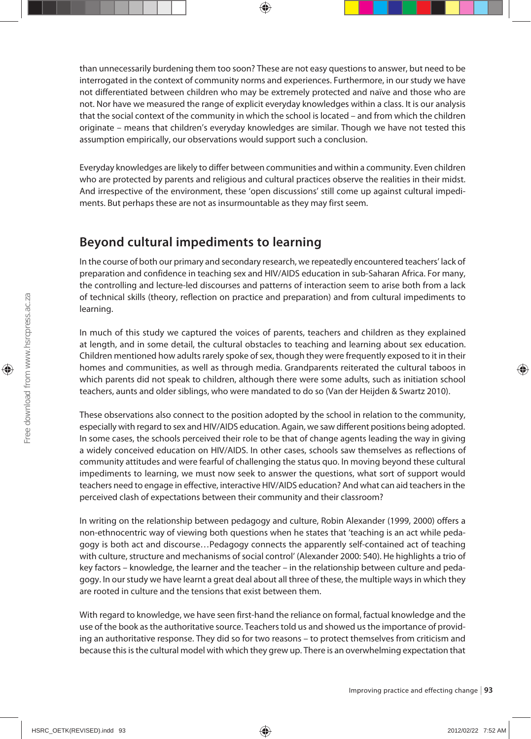than unnecessarily burdening them too soon? These are not easy questions to answer, but need to be interrogated in the context of community norms and experiences. Furthermore, in our study we have not differentiated between children who may be extremely protected and naïve and those who are not. Nor have we measured the range of explicit everyday knowledges within a class. It is our analysis that the social context of the community in which the school is located – and from which the children originate – means that children's everyday knowledges are similar. Though we have not tested this assumption empirically, our observations would support such a conclusion.

Everyday knowledges are likely to differ between communities and within a community. Even children who are protected by parents and religious and cultural practices observe the realities in their midst. And irrespective of the environment, these 'open discussions' still come up against cultural impediments. But perhaps these are not as insurmountable as they may first seem.

## Beyond cultural impediments to learning

In the course of both our primary and secondary research, we repeatedly encountered teachers' lack of preparation and confidence in teaching sex and HIV/AIDS education in sub-Saharan Africa. For many, the controlling and lecture-led discourses and patterns of interaction seem to arise both from a lack of technical skills (theory, reflection on practice and preparation) and from cultural impediments to learning.

In much of this study we captured the voices of parents, teachers and children as they explained at length, and in some detail, the cultural obstacles to teaching and learning about sex education. Children mentioned how adults rarely spoke of sex, though they were frequently exposed to it in their homes and communities, as well as through media. Grandparents reiterated the cultural taboos in which parents did not speak to children, although there were some adults, such as initiation school teachers, aunts and older siblings, who were mandated to do so (Van der Heijden & Swartz 2010).

These observations also connect to the position adopted by the school in relation to the community, especially with regard to sex and HIV/AIDS education. Again, we saw different positions being adopted. In some cases, the schools perceived their role to be that of change agents leading the way in giving a widely conceived education on HIV/AIDS. In other cases, schools saw themselves as reflections of community attitudes and were fearful of challenging the status quo. In moving beyond these cultural impediments to learning, we must now seek to answer the questions, what sort of support would teachers need to engage in effective, interactive HIV/AIDS education? And what can aid teachers in the perceived clash of expectations between their community and their classroom?

In writing on the relationship between pedagogy and culture, Robin Alexander (1999, 2000) offers a non-ethnocentric way of viewing both questions when he states that 'teaching is an act while pedagogy is both act and discourse…Pedagogy connects the apparently self-contained act of teaching with culture, structure and mechanisms of social control' (Alexander 2000: 540). He highlights a trio of key factors – knowledge, the learner and the teacher – in the relationship between culture and pedagogy. In our study we have learnt a great deal about all three of these, the multiple ways in which they are rooted in culture and the tensions that exist between them.

With regard to knowledge, we have seen first-hand the reliance on formal, factual knowledge and the use of the book as the authoritative source. Teachers told us and showed us the importance of providing an authoritative response. They did so for two reasons – to protect themselves from criticism and because this is the cultural model with which they grew up. There is an overwhelming expectation that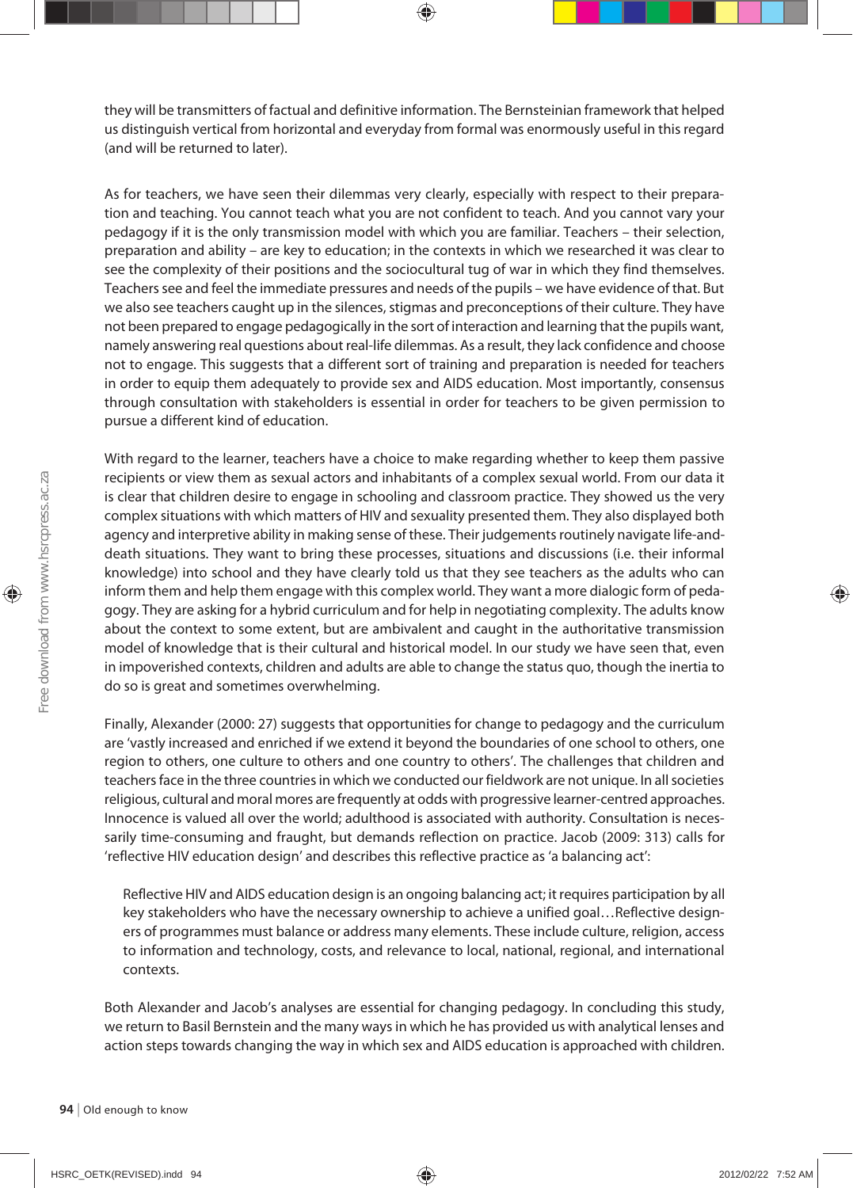they will be transmitters of factual and definitive information. The Bernsteinian framework that helped us distinguish vertical from horizontal and everyday from formal was enormously useful in this regard (and will be returned to later).

As for teachers, we have seen their dilemmas very clearly, especially with respect to their preparation and teaching. You cannot teach what you are not confident to teach. And you cannot vary your pedagogy if it is the only transmission model with which you are familiar. Teachers – their selection, preparation and ability – are key to education; in the contexts in which we researched it was clear to see the complexity of their positions and the sociocultural tug of war in which they find themselves. Teachers see and feel the immediate pressures and needs of the pupils – we have evidence of that. But we also see teachers caught up in the silences, stigmas and preconceptions of their culture. They have not been prepared to engage pedagogically in the sort of interaction and learning that the pupils want, namely answering real questions about real-life dilemmas. As a result, they lack confidence and choose not to engage. This suggests that a different sort of training and preparation is needed for teachers in order to equip them adequately to provide sex and AIDS education. Most importantly, consensus through consultation with stakeholders is essential in order for teachers to be given permission to pursue a different kind of education.

With regard to the learner, teachers have a choice to make regarding whether to keep them passive recipients or view them as sexual actors and inhabitants of a complex sexual world. From our data it is clear that children desire to engage in schooling and classroom practice. They showed us the very complex situations with which matters of HIV and sexuality presented them. They also displayed both agency and interpretive ability in making sense of these. Their judgements routinely navigate life-and-death situations. They want to bring these processes, situations and discussions (i.e. their informal knowledge) into school and they have clearly told us that they see teachers as the adults who can inform them and help them engage with this complex world. They want a more dialogic form of pedagogy. They are asking for a hybrid curriculum and for help in negotiating complexity. The adults know about the context to some extent, but are ambivalent and caught in the authoritative transmission model of knowledge that is their cultural and historical model. In our study we have seen that, even in impoverished contexts, children and adults are able to change the status quo, though the inertia to do so is great and sometimes overwhelming.

Finally, Alexander (2000: 27) suggests that opportunities for change to pedagogy and the curriculum are 'vastly increased and enriched if we extend it beyond the boundaries of one school to others, one region to others, one culture to others and one country to others'. The challenges that children and teachers face in the three countries in which we conducted our fieldwork are not unique. In all societies religious, cultural and moral mores are frequently at odds with progressive learner-centred approaches. Innocence is valued all over the world; adulthood is associated with authority. Consultation is necessarily time-consuming and fraught, but demands reflection on practice. Jacob (2009: 313) calls for 'reflective HIV education design' and describes this reflective practice as 'a balancing act':

> Reflective HIV and AIDS education design is an ongoing balancing act; it requires participation by all key stakeholders who have the necessary ownership to achieve a unified goal…Reflective designers of programmes must balance or address many elements. These include culture, religion, access to information and technology, costs, and relevance to local, national, regional, and international contexts.

Both Alexander and Jacob's analyses are essential for changing pedagogy. In concluding this study, we return to Basil Bernstein and the many ways in which he has provided us with analytical lenses and action steps towards changing the way in which sex and AIDS education is approached with children.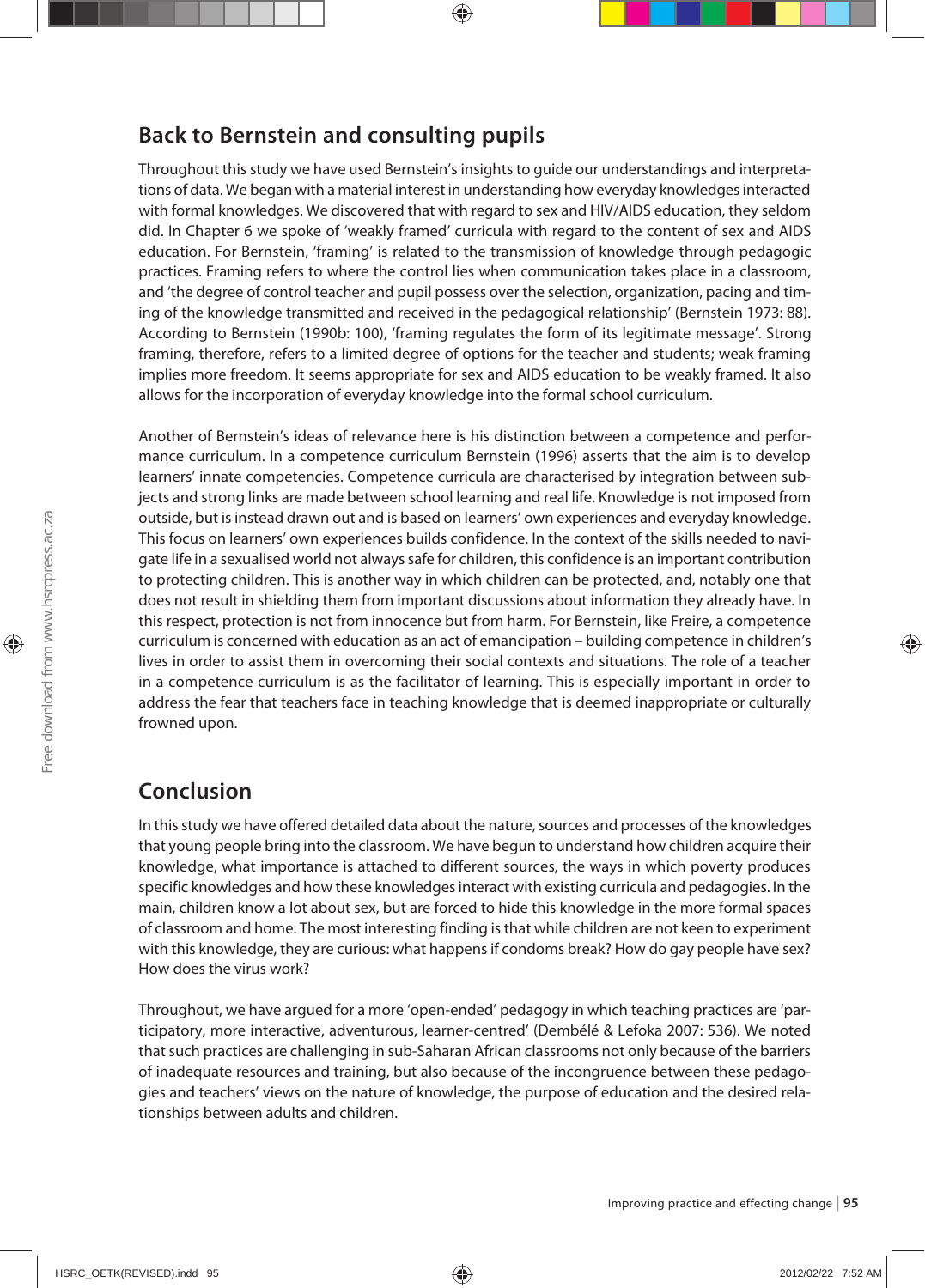## Back to Bernstein and consulting pupils

Throughout this study we have used Bernstein's insights to guide our understandings and interpretations of data. We began with a material interest in understanding how everyday knowledges interacted with formal knowledges. We discovered that with regard to sex and HIV/AIDS education, they seldom did. In Chapter 6 we spoke of 'weakly framed' curricula with regard to the content of sex and AIDS education. For Bernstein, 'framing' is related to the transmission of knowledge through pedagogic practices. Framing refers to where the control lies when communication takes place in a classroom, and 'the degree of control teacher and pupil possess over the selection, organization, pacing and timing of the knowledge transmitted and received in the pedagogical relationship' (Bernstein 1973: 88). According to Bernstein (1990b: 100), 'framing regulates the form of its legitimate message'. Strong framing, therefore, refers to a limited degree of options for the teacher and students; weak framing implies more freedom. It seems appropriate for sex and AIDS education to be weakly framed. It also allows for the incorporation of everyday knowledge into the formal school curriculum.

Another of Bernstein's ideas of relevance here is his distinction between a competence and performance curriculum. In a competence curriculum Bernstein (1996) asserts that the aim is to develop learners' innate competencies. Competence curricula are characterised by integration between subjects and strong links are made between school learning and real life. Knowledge is not imposed from outside, but is instead drawn out and is based on learners' own experiences and everyday knowledge. This focus on learners' own experiences builds confidence. In the context of the skills needed to navigate life in a sexualised world not always safe for children, this confidence is an important contribution to protecting children. This is another way in which children can be protected, and, notably one that does not result in shielding them from important discussions about information they already have. In this respect, protection is not from innocence but from harm. For Bernstein, like Freire, a competence curriculum is concerned with education as an act of emancipation – building competence in children's lives in order to assist them in overcoming their social contexts and situations. The role of a teacher in a competence curriculum is as the facilitator of learning. This is especially important in order to address the fear that teachers face in teaching knowledge that is deemed inappropriate or culturally frowned upon.

## Conclusion

In this study we have offered detailed data about the nature, sources and processes of the knowledges that young people bring into the classroom. We have begun to understand how children acquire their knowledge, what importance is attached to different sources, the ways in which poverty produces specific knowledges and how these knowledges interact with existing curricula and pedagogies. In the main, children know a lot about sex, but are forced to hide this knowledge in the more formal spaces of classroom and home. The most interesting finding is that while children are not keen to experiment with this knowledge, they are curious: what happens if condoms break? How do gay people have sex? How does the virus work?

Throughout, we have argued for a more 'open-ended' pedagogy in which teaching practices are 'participatory, more interactive, adventurous, learner-centred' (Dembélé & Lefoka 2007: 536). We noted that such practices are challenging in sub-Saharan African classrooms not only because of the barriers of inadequate resources and training, but also because of the incongruence between these pedagogies and teachers' views on the nature of knowledge, the purpose of education and the desired relationships between adults and children.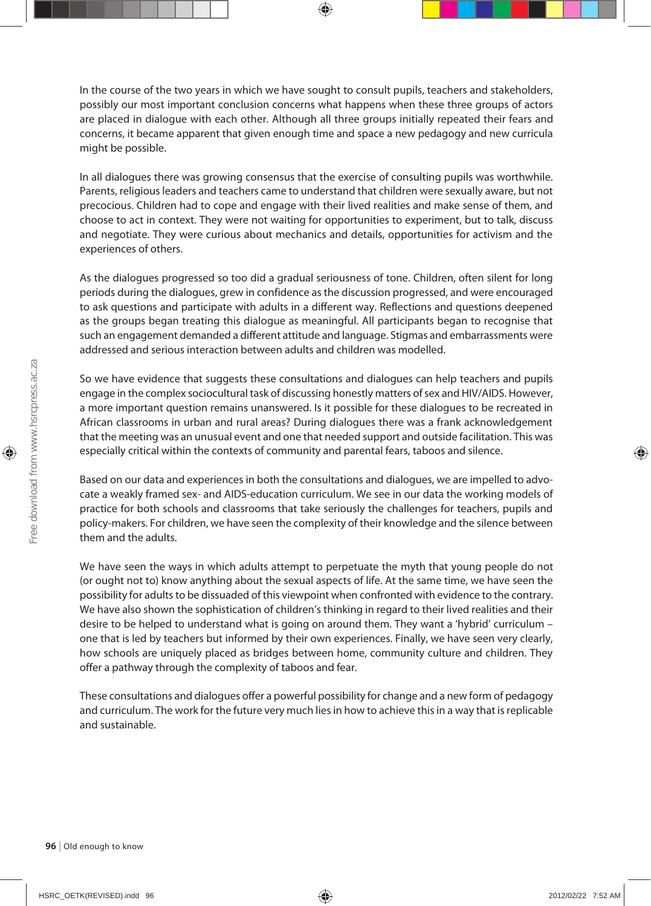In the course of the two years in which we have sought to consult pupils, teachers and stakeholders, possibly our most important conclusion concerns what happens when these three groups of actors are placed in dialogue with each other. Although all three groups initially repeated their fears and concerns, it became apparent that given enough time and space a new pedagogy and new curricula might be possible.

In all dialogues there was growing consensus that the exercise of consulting pupils was worthwhile. Parents, religious leaders and teachers came to understand that children were sexually aware, but not precocious. Children had to cope and engage with their lived realities and make sense of them, and choose to act in context. They were not waiting for opportunities to experiment, but to talk, discuss and negotiate. They were curious about mechanics and details, opportunities for activism and the experiences of others.

As the dialogues progressed so too did a gradual seriousness of tone. Children, often silent for long periods during the dialogues, grew in confidence as the discussion progressed, and were encouraged to ask questions and participate with adults in a different way. Reflections and questions deepened as the groups began treating this dialogue as meaningful. All participants began to recognise that such an engagement demanded a different attitude and language. Stigmas and embarrassments were addressed and serious interaction between adults and children was modelled.

So we have evidence that suggests these consultations and dialogues can help teachers and pupils engage in the complex sociocultural task of discussing honestly matters of sex and HIV/AIDS. However, a more important question remains unanswered. Is it possible for these dialogues to be recreated in African classrooms in urban and rural areas? During dialogues there was a frank acknowledgement that the meeting was an unusual event and one that needed support and outside facilitation. This was especially critical within the contexts of community and parental fears, taboos and silence.

Based on our data and experiences in both the consultations and dialogues, we are impelled to advocate a weakly framed sex- and AIDS-education curriculum. We see in our data the working models of practice for both schools and classrooms that take seriously the challenges for teachers, pupils and policy-makers. For children, we have seen the complexity of their knowledge and the silence between them and the adults.

We have seen the ways in which adults attempt to perpetuate the myth that young people do not (or ought not to) know anything about the sexual aspects of life. At the same time, we have seen the possibility for adults to be dissuaded of this viewpoint when confronted with evidence to the contrary. We have also shown the sophistication of children's thinking in regard to their lived realities and their desire to be helped to understand what is going on around them. They want a 'hybrid' curriculum – one that is led by teachers but informed by their own experiences. Finally, we have seen very clearly, how schools are uniquely placed as bridges between home, community culture and children. They offer a pathway through the complexity of taboos and fear.

These consultations and dialogues offer a powerful possibility for change and a new form of pedagogy and curriculum. The work for the future very much lies in how to achieve this in a way that is replicable and sustainable.